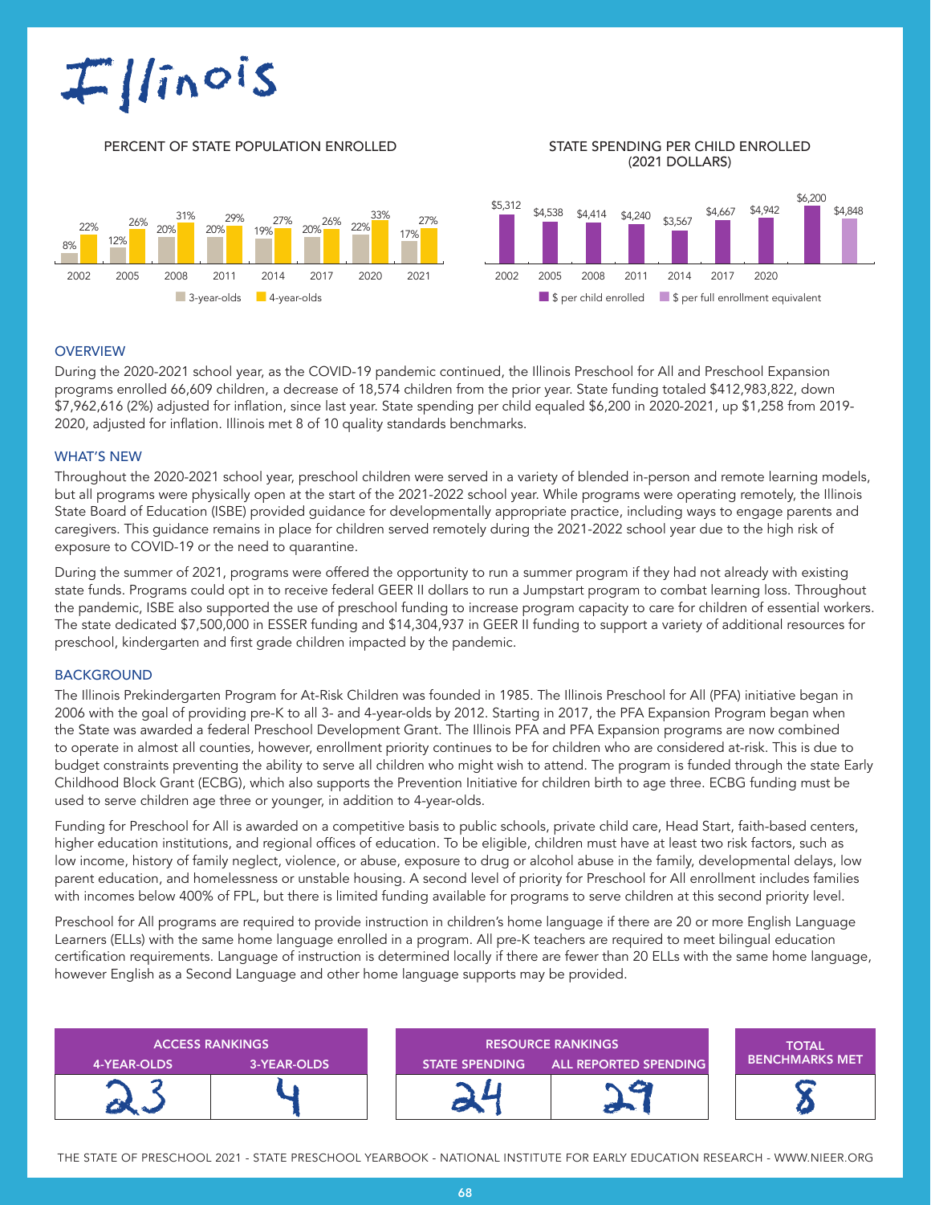# Illinois

## PERCENT OF STATE POPULATION ENROLLED

| Year | 3-year-olds | 4-year-olds |
|---|---|---|
| 2002 | 8% | 22% |
| 2005 | 12% | 26% |
| 2008 | 20% | 31% |
| 2011 | 20% | 29% |
| 2014 | 19% | 27% |
| 2017 | 20% | 26% |
| 2020 | 22% | 33% |
| 2021 | 17% | 27% |

## STATE SPENDING PER CHILD ENROLLED (2021 DOLLARS)

| Year | $ per child enrolled | $ per full enrollment equivalent |
|---|---|---|
| 2002 | $5,312 | |
| 2005 | $4,538 | |
| 2008 | $4,414 | |
| 2011 | $4,240 | |
| 2014 | $3,567 | |
| 2017 | $4,667 | |
| 2020 | $4,942 | |
| 2021 | $6,200 | $4,848 |

## OVERVIEW

During the 2020-2021 school year, as the COVID-19 pandemic continued, the Illinois Preschool for All and Preschool Expansion programs enrolled 66,609 children, a decrease of 18,574 children from the prior year. State funding totaled $412,983,822, down $7,962,616 (2%) adjusted for inflation, since last year. State spending per child equaled $6,200 in 2020-2021, up $1,258 from 2019-2020, adjusted for inflation. Illinois met 8 of 10 quality standards benchmarks.

## WHAT'S NEW

Throughout the 2020-2021 school year, preschool children were served in a variety of blended in-person and remote learning models, but all programs were physically open at the start of the 2021-2022 school year. While programs were operating remotely, the Illinois State Board of Education (ISBE) provided guidance for developmentally appropriate practice, including ways to engage parents and caregivers. This guidance remains in place for children served remotely during the 2021-2022 school year due to the high risk of exposure to COVID-19 or the need to quarantine.

During the summer of 2021, programs were offered the opportunity to run a summer program if they had not already with existing state funds. Programs could opt in to receive federal GEER II dollars to run a Jumpstart program to combat learning loss. Throughout the pandemic, ISBE also supported the use of preschool funding to increase program capacity to care for children of essential workers. The state dedicated $7,500,000 in ESSER funding and $14,304,937 in GEER II funding to support a variety of additional resources for preschool, kindergarten and first grade children impacted by the pandemic.

## BACKGROUND

The Illinois Prekindergarten Program for At-Risk Children was founded in 1985. The Illinois Preschool for All (PFA) initiative began in 2006 with the goal of providing pre-K to all 3- and 4-year-olds by 2012. Starting in 2017, the PFA Expansion Program began when the State was awarded a federal Preschool Development Grant. The Illinois PFA and PFA Expansion programs are now combined to operate in almost all counties, however, enrollment priority continues to be for children who are considered at-risk. This is due to budget constraints preventing the ability to serve all children who might wish to attend. The program is funded through the state Early Childhood Block Grant (ECBG), which also supports the Prevention Initiative for children birth to age three. ECBG funding must be used to serve children age three or younger, in addition to 4-year-olds.

Funding for Preschool for All is awarded on a competitive basis to public schools, private child care, Head Start, faith-based centers, higher education institutions, and regional offices of education. To be eligible, children must have at least two risk factors, such as low income, history of family neglect, violence, or abuse, exposure to drug or alcohol abuse in the family, developmental delays, low parent education, and homelessness or unstable housing. A second level of priority for Preschool for All enrollment includes families with incomes below 400% of FPL, but there is limited funding available for programs to serve children at this second priority level.

Preschool for All programs are required to provide instruction in children's home language if there are 20 or more English Language Learners (ELLs) with the same home language enrolled in a program. All pre-K teachers are required to meet bilingual education certification requirements. Language of instruction is determined locally if there are fewer than 20 ELLs with the same home language, however English as a Second Language and other home language supports may be provided.

| ACCESS RANKINGS | | RESOURCE RANKINGS | | TOTAL BENCHMARKS MET |
|---|---|---|---|---|
| 4-YEAR-OLDS | 3-YEAR-OLDS | STATE SPENDING | ALL REPORTED SPENDING | |
| 23 | 4 | 24 | 29 | 8 |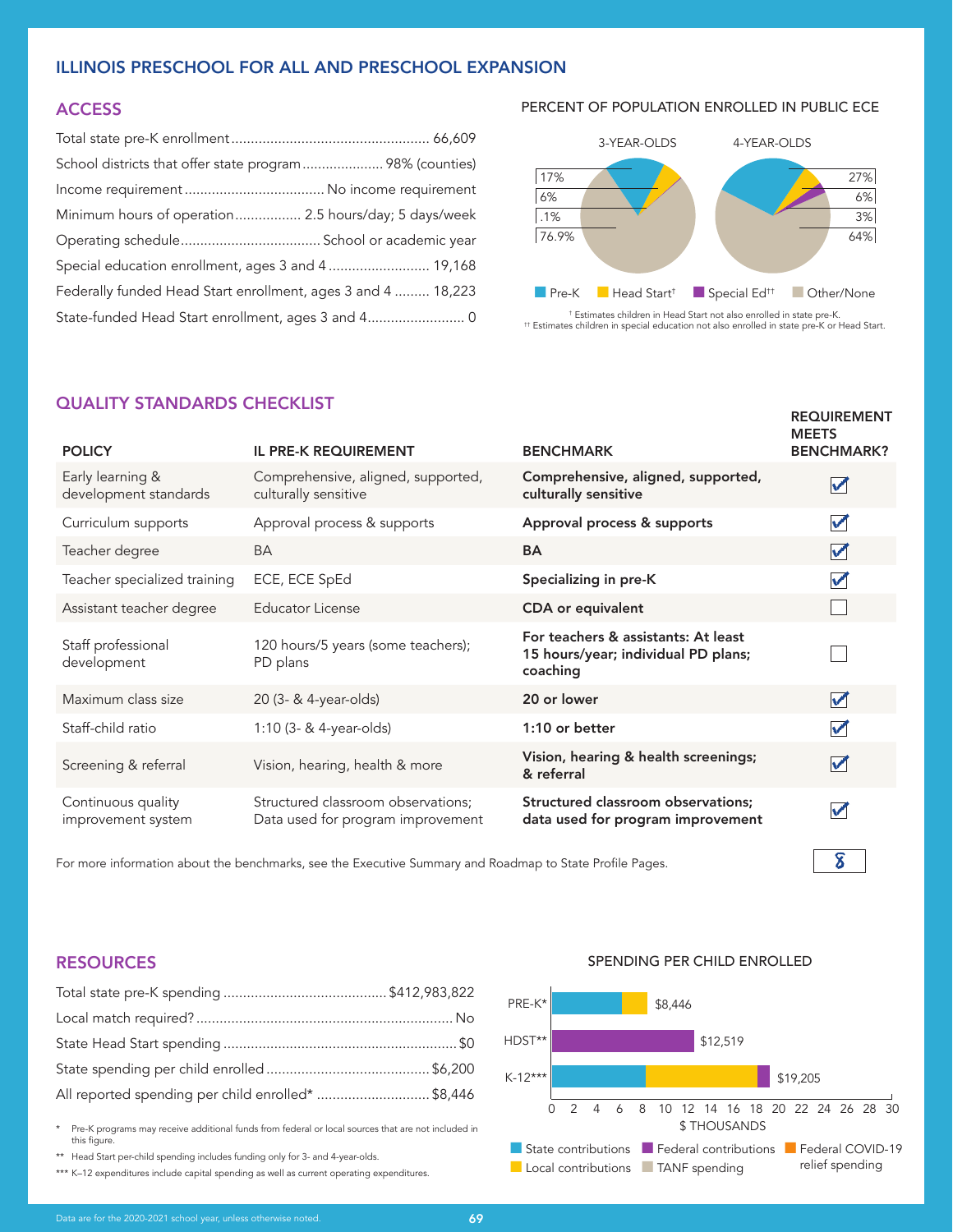# ILLINOIS PRESCHOOL FOR ALL AND PRESCHOOL EXPANSION

## ACCESS

Total state pre-K enrollment .................................................. 66,609

School districts that offer state program .................... 98% (counties)

Income requirement .................................... No income requirement

Minimum hours of operation ................. 2.5 hours/day; 5 days/week

Operating schedule .................................... School or academic year

Special education enrollment, ages 3 and 4 .......................... 19,168

Federally funded Head Start enrollment, ages 3 and 4 ......... 18,223

State-funded Head Start enrollment, ages 3 and 4 ......................... 0

PERCENT OF POPULATION ENROLLED IN PUBLIC ECE

3-YEAR-OLDS

17%
6%
.1%
76.9%

4-YEAR-OLDS

27%
6%
3%
64%

Pre-K
Head Start†
Special Ed††
Other/None

† Estimates children in Head Start not also enrolled in state pre-K.
†† Estimates children in special education not also enrolled in state pre-K or Head Start.

## QUALITY STANDARDS CHECKLIST

| POLICY | IL PRE-K REQUIREMENT | BENCHMARK | REQUIREMENT MEETS BENCHMARK? |
|---|---|---|---|
| Early learning & development standards | Comprehensive, aligned, supported, culturally sensitive | **Comprehensive, aligned, supported, culturally sensitive** | ☑ |
| Curriculum supports | Approval process & supports | **Approval process & supports** | ☑ |
| Teacher degree | BA | **BA** | ☑ |
| Teacher specialized training | ECE, ECE SpEd | **Specializing in pre-K** | ☑ |
| Assistant teacher degree | Educator License | **CDA or equivalent** | ☐ |
| Staff professional development | 120 hours/5 years (some teachers); PD plans | **For teachers & assistants: At least 15 hours/year; individual PD plans; coaching** | ☐ |
| Maximum class size | 20 (3- & 4-year-olds) | **20 or lower** | ☑ |
| Staff-child ratio | 1:10 (3- & 4-year-olds) | **1:10 or better** | ☑ |
| Screening & referral | Vision, hearing, health & more | **Vision, hearing & health screenings; & referral** | ☑ |
| Continuous quality improvement system | Structured classroom observations; Data used for program improvement | **Structured classroom observations; data used for program improvement** | ☑ |
| | | | 8 |

For more information about the benchmarks, see the Executive Summary and Roadmap to State Profile Pages.

## RESOURCES

Total state pre-K spending .......................................... $412,983,822

Local match required? ................................................................ No

State Head Start spending ............................................................ $0

State spending per child enrolled .......................................... $6,200

All reported spending per child enrolled* ............................. $8,446

\* Pre-K programs may receive additional funds from federal or local sources that are not included in this figure.

** Head Start per-child spending includes funding only for 3- and 4-year-olds.

*** K–12 expenditures include capital spending as well as current operating expenditures.

SPENDING PER CHILD ENROLLED

PRE-K* $8,446
HDST** $12,519
K-12*** $19,205

0 2 4 6 8 10 12 14 16 18 20 22 24 26 28 30
$ THOUSANDS

State contributions
Local contributions
Federal contributions
TANF spending
Federal COVID-19 relief spending

Data are for the 2020-2021 school year, unless otherwise noted.